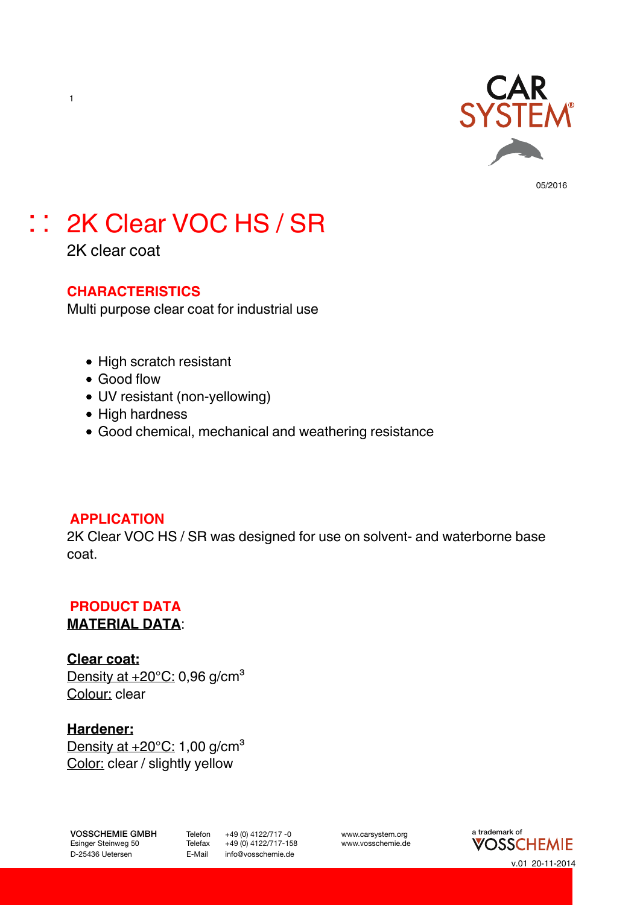05/2016

# 2K Clear VOC HS / SR

2K clear coat

## CHARACTERISTICS

Multi purpose clear coat for industrial use

- High scratch resistant
- Good flow
- UV resistant (non-yellowing)
- High hardness
- Good chemical, mechanical and weathering resistance

## APPLICATION

2K Clear VOC HS / SR was designed for use on solvent- and waterborne base coat.

## PRODUCT DATA

**MATERIAL DATA**:

**Clear coat:**
Density at +20°C: 0,96 g/cm$^3$
Colour: clear

**Hardener:**
Density at +20°C: 1,00 g/cm$^3$
Color: clear / slightly yellow

**VOSSCHEMIE GMBH**
Esinger Steinweg 50
D-25436 Uetersen

Telefon +49 (0) 4122/717 -0
Telefax +49 (0) 4122/717-158
E-Mail info@vosschemie.de

www.carsystem.org
www.vosschemie.de

a trademark of VOSSCHEMIE

v.01 20-11-2014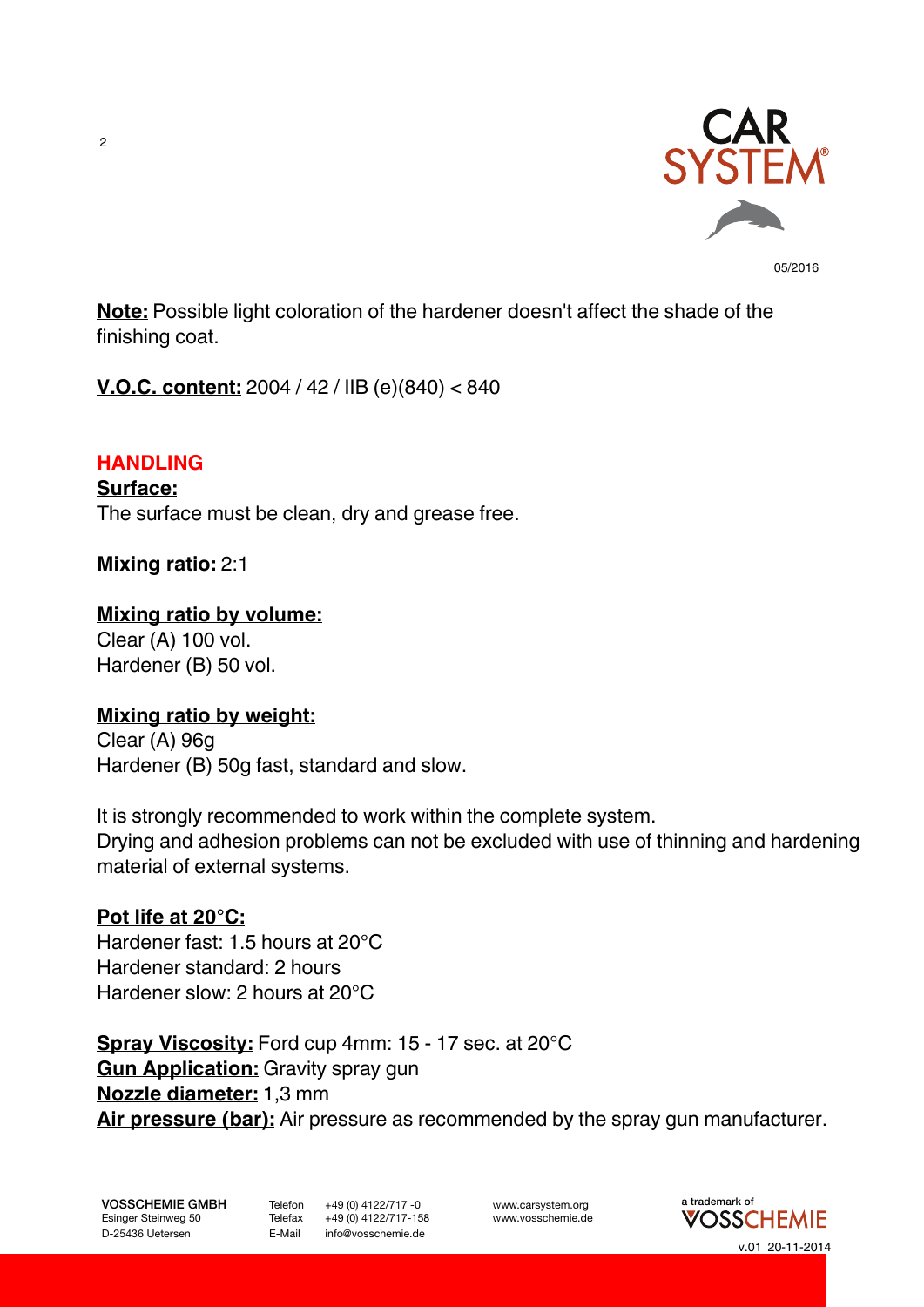**Note:** Possible light coloration of the hardener doesn't affect the shade of the finishing coat.

**V.O.C. content:** 2004 / 42 / IIB (e)(840) < 840

## HANDLING

**Surface:**
The surface must be clean, dry and grease free.

**Mixing ratio:** 2:1

**Mixing ratio by volume:**
Clear (A) 100 vol.
Hardener (B) 50 vol.

**Mixing ratio by weight:**
Clear (A) 96g
Hardener (B) 50g fast, standard and slow.

It is strongly recommended to work within the complete system.
Drying and adhesion problems can not be excluded with use of thinning and hardening material of external systems.

**Pot life at 20°C:**
Hardener fast: 1.5 hours at 20°C
Hardener standard: 2 hours
Hardener slow: 2 hours at 20°C

**Spray Viscosity:** Ford cup 4mm: 15 - 17 sec. at 20°C
**Gun Application:** Gravity spray gun
**Nozzle diameter:** 1,3 mm
**Air pressure (bar):** Air pressure as recommended by the spray gun manufacturer.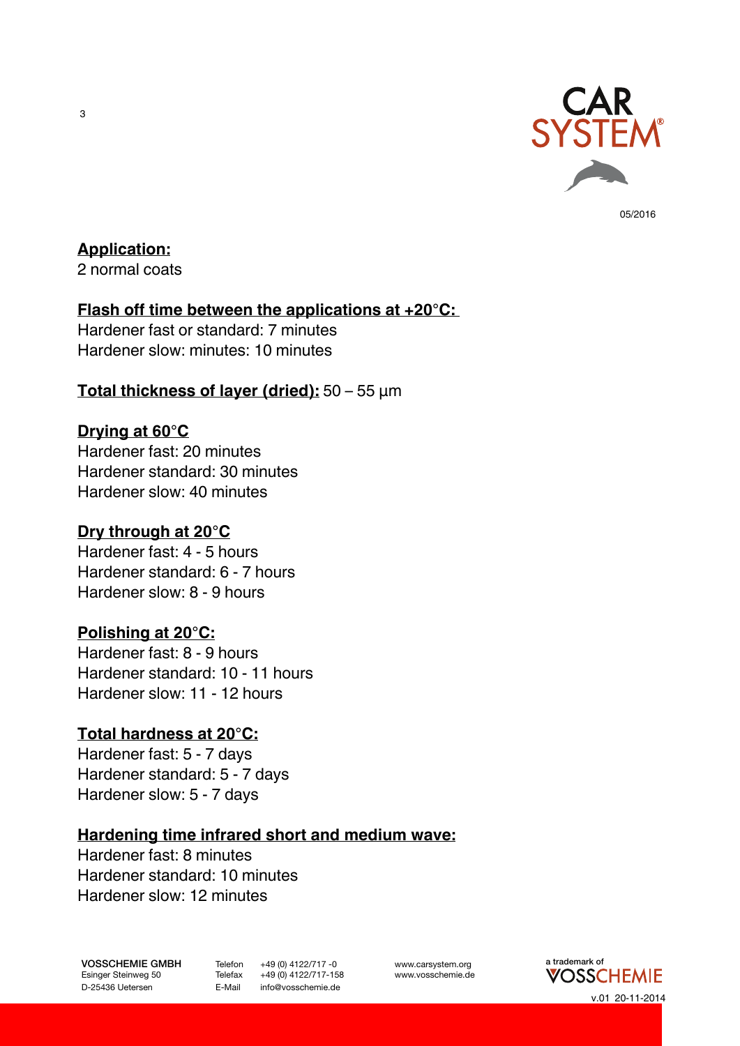**Application:**
2 normal coats

**Flash off time between the applications at +20°C:**
Hardener fast or standard: 7 minutes
Hardener slow: minutes: 10 minutes

**Total thickness of layer (dried):** 50 – 55 µm

**Drying at 60°C**
Hardener fast: 20 minutes
Hardener standard: 30 minutes
Hardener slow: 40 minutes

**Dry through at 20°C**
Hardener fast: 4 - 5 hours
Hardener standard: 6 - 7 hours
Hardener slow: 8 - 9 hours

**Polishing at 20°C:**
Hardener fast: 8 - 9 hours
Hardener standard: 10 - 11 hours
Hardener slow: 11 - 12 hours

**Total hardness at 20°C:**
Hardener fast: 5 - 7 days
Hardener standard: 5 - 7 days
Hardener slow: 5 - 7 days

**Hardening time infrared short and medium wave:**
Hardener fast: 8 minutes
Hardener standard: 10 minutes
Hardener slow: 12 minutes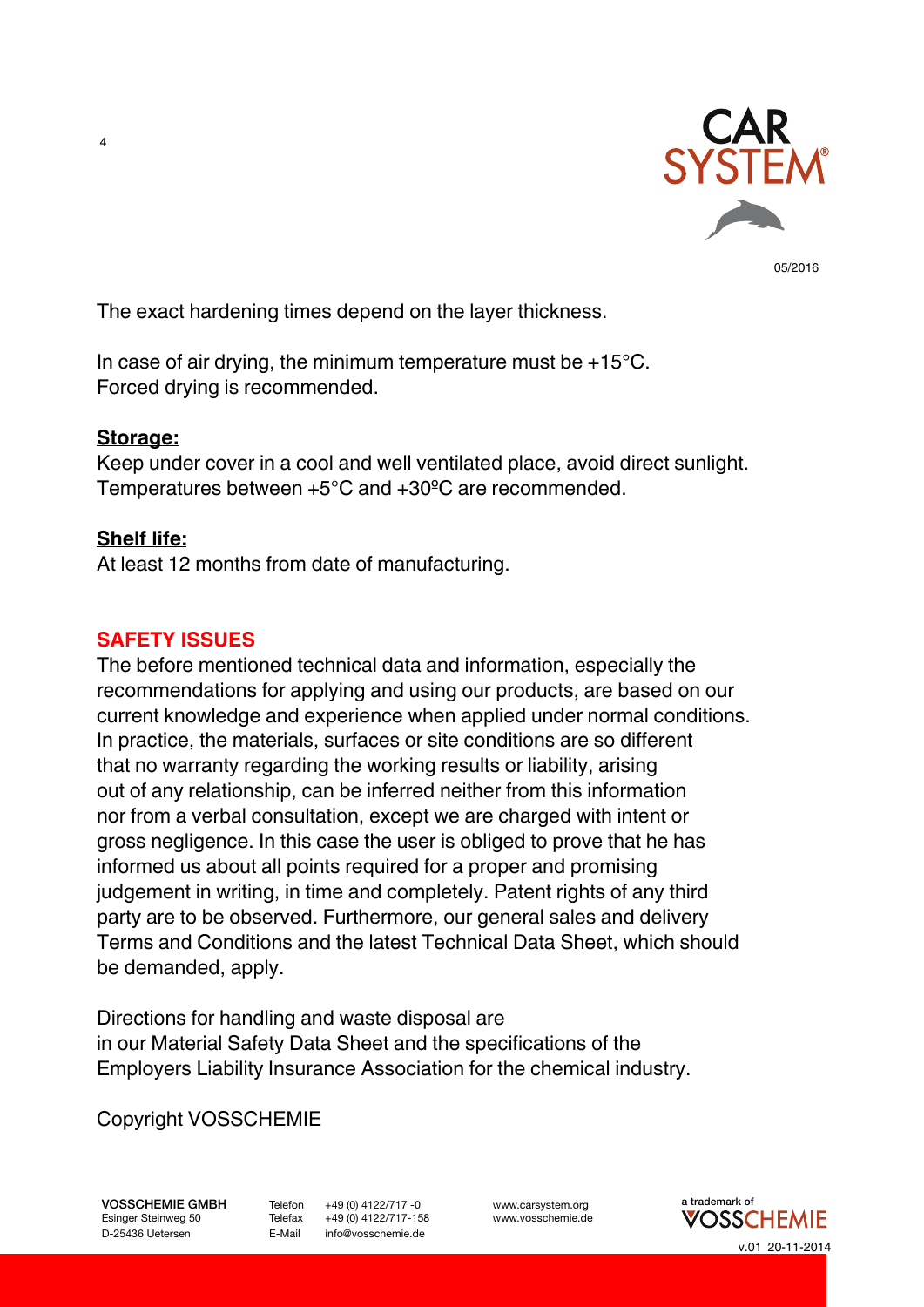The exact hardening times depend on the layer thickness.

In case of air drying, the minimum temperature must be +15°C.
Forced drying is recommended.

**Storage:**
Keep under cover in a cool and well ventilated place, avoid direct sunlight.
Temperatures between +5°C and +30ºC are recommended.

**Shelf life:**
At least 12 months from date of manufacturing.

## SAFETY ISSUES

The before mentioned technical data and information, especially the recommendations for applying and using our products, are based on our current knowledge and experience when applied under normal conditions. In practice, the materials, surfaces or site conditions are so different that no warranty regarding the working results or liability, arising out of any relationship, can be inferred neither from this information nor from a verbal consultation, except we are charged with intent or gross negligence. In this case the user is obliged to prove that he has informed us about all points required for a proper and promising judgement in writing, in time and completely. Patent rights of any third party are to be observed. Furthermore, our general sales and delivery Terms and Conditions and the latest Technical Data Sheet, which should be demanded, apply.

Directions for handling and waste disposal are in our Material Safety Data Sheet and the specifications of the Employers Liability Insurance Association for the chemical industry.

Copyright VOSSCHEMIE